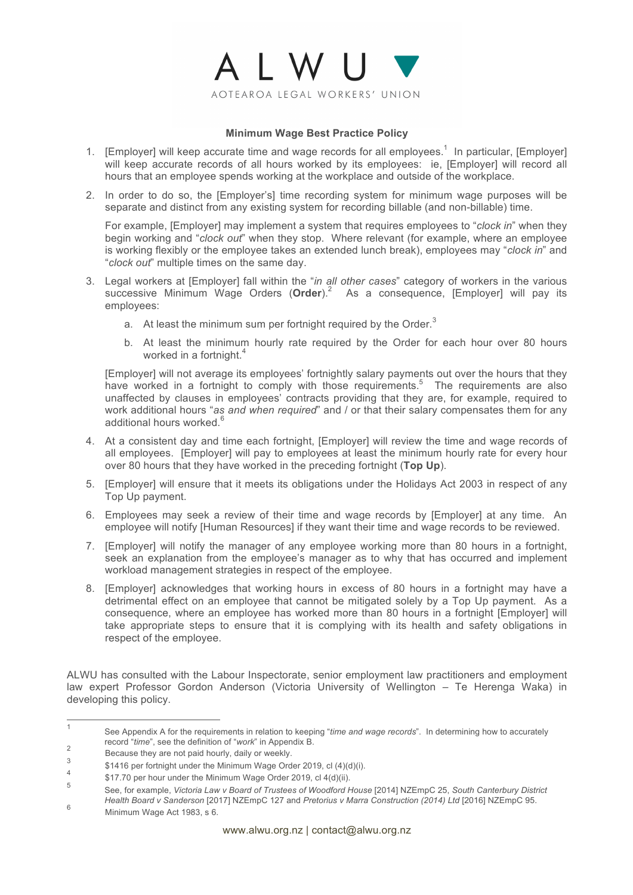ALWU

AOTEAROA LEGAL WORKERS' UNION

**Minimum Wage Best Practice Policy**

1. [Employer] will keep accurate time and wage records for all employees.[1] In particular, [Employer] will keep accurate records of all hours worked by its employees: ie, [Employer] will record all hours that an employee spends working at the workplace and outside of the workplace.

2. In order to do so, the [Employer's] time recording system for minimum wage purposes will be separate and distinct from any existing system for recording billable (and non-billable) time.

   For example, [Employer] may implement a system that requires employees to "*clock in*" when they begin working and "*clock out*" when they stop. Where relevant (for example, where an employee is working flexibly or the employee takes an extended lunch break), employees may "*clock in*" and "*clock out*" multiple times on the same day.

3. Legal workers at [Employer] fall within the "*in all other cases*" category of workers in the various successive Minimum Wage Orders (**Order**).[2] As a consequence, [Employer] will pay its employees:

   a. At least the minimum sum per fortnight required by the Order.[3]

   b. At least the minimum hourly rate required by the Order for each hour over 80 hours worked in a fortnight.[4]

   [Employer] will not average its employees' fortnightly salary payments out over the hours that they have worked in a fortnight to comply with those requirements.[5] The requirements are also unaffected by clauses in employees' contracts providing that they are, for example, required to work additional hours "*as and when required*" and / or that their salary compensates them for any additional hours worked.[6]

4. At a consistent day and time each fortnight, [Employer] will review the time and wage records of all employees. [Employer] will pay to employees at least the minimum hourly rate for every hour over 80 hours that they have worked in the preceding fortnight (**Top Up**).

5. [Employer] will ensure that it meets its obligations under the Holidays Act 2003 in respect of any Top Up payment.

6. Employees may seek a review of their time and wage records by [Employer] at any time. An employee will notify [Human Resources] if they want their time and wage records to be reviewed.

7. [Employer] will notify the manager of any employee working more than 80 hours in a fortnight, seek an explanation from the employee's manager as to why that has occurred and implement workload management strategies in respect of the employee.

8. [Employer] acknowledges that working hours in excess of 80 hours in a fortnight may have a detrimental effect on an employee that cannot be mitigated solely by a Top Up payment. As a consequence, where an employee has worked more than 80 hours in a fortnight [Employer] will take appropriate steps to ensure that it is complying with its health and safety obligations in respect of the employee.

ALWU has consulted with the Labour Inspectorate, senior employment law practitioners and employment law expert Professor Gordon Anderson (Victoria University of Wellington – Te Herenga Waka) in developing this policy.

---

[1] See Appendix A for the requirements in relation to keeping "*time and wage records*". In determining how to accurately record "*time*", see the definition of "*work*" in Appendix B.

[2] Because they are not paid hourly, daily or weekly.

[3] $1416 per fortnight under the Minimum Wage Order 2019, cl (4)(d)(i).

[4] $17.70 per hour under the Minimum Wage Order 2019, cl 4(d)(ii).

[5] See, for example, *Victoria Law v Board of Trustees of Woodford House* [2014] NZEmpC 25, *South Canterbury District Health Board v Sanderson* [2017] NZEmpC 127 and *Pretorius v Marra Construction (2014) Ltd* [2016] NZEmpC 95.

[6] Minimum Wage Act 1983, s 6.

www.alwu.org.nz | contact@alwu.org.nz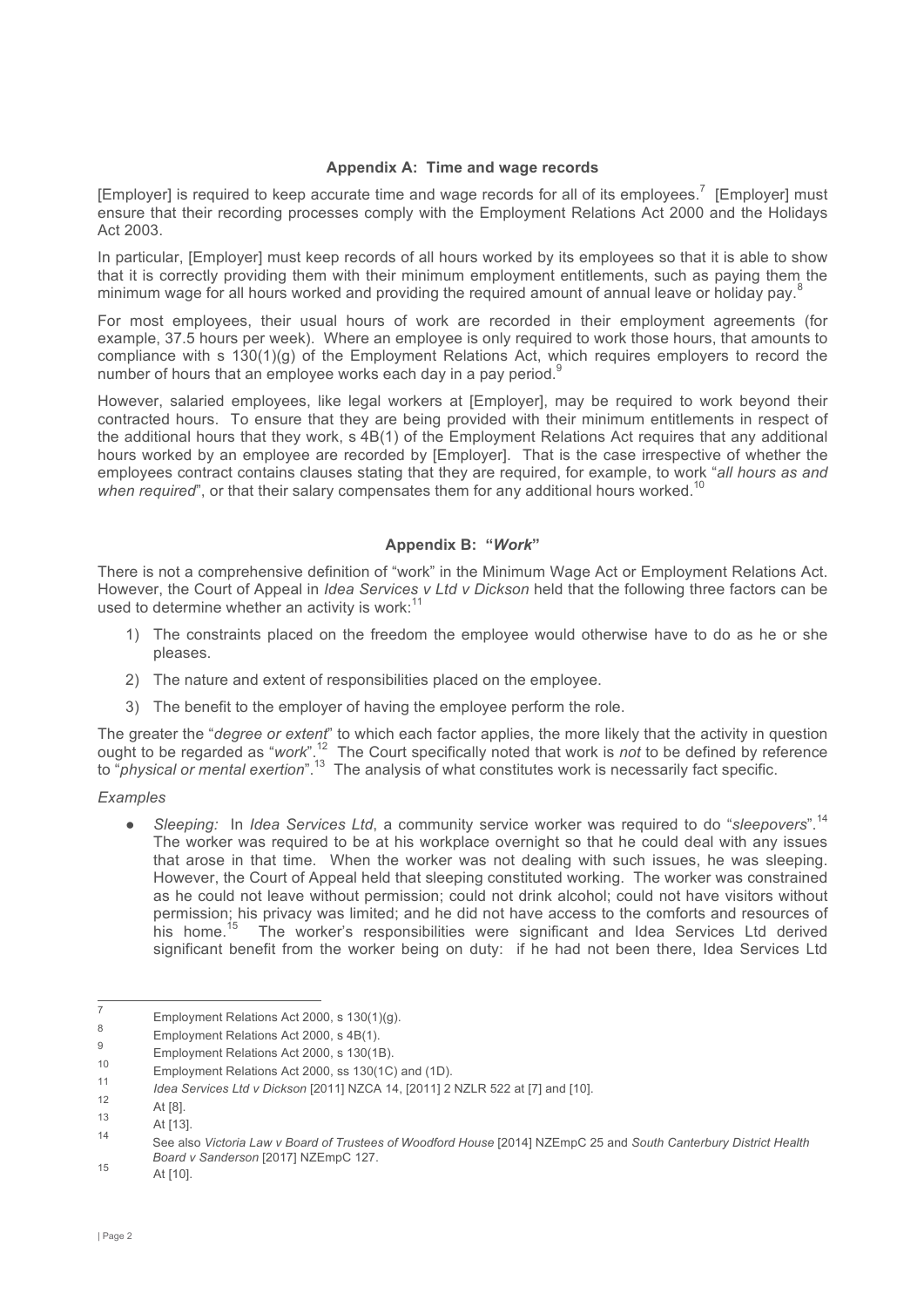### Appendix A: Time and wage records

[Employer] is required to keep accurate time and wage records for all of its employees.[7] [Employer] must ensure that their recording processes comply with the Employment Relations Act 2000 and the Holidays Act 2003.

In particular, [Employer] must keep records of all hours worked by its employees so that it is able to show that it is correctly providing them with their minimum employment entitlements, such as paying them the minimum wage for all hours worked and providing the required amount of annual leave or holiday pay.[8]

For most employees, their usual hours of work are recorded in their employment agreements (for example, 37.5 hours per week). Where an employee is only required to work those hours, that amounts to compliance with s 130(1)(g) of the Employment Relations Act, which requires employers to record the number of hours that an employee works each day in a pay period.[9]

However, salaried employees, like legal workers at [Employer], may be required to work beyond their contracted hours. To ensure that they are being provided with their minimum entitlements in respect of the additional hours that they work, s 4B(1) of the Employment Relations Act requires that any additional hours worked by an employee are recorded by [Employer]. That is the case irrespective of whether the employees contract contains clauses stating that they are required, for example, to work "*all hours as and when required*", or that their salary compensates them for any additional hours worked.[10]

### Appendix B: "*Work*"

There is not a comprehensive definition of "work" in the Minimum Wage Act or Employment Relations Act. However, the Court of Appeal in *Idea Services v Ltd v Dickson* held that the following three factors can be used to determine whether an activity is work:[11]

1) The constraints placed on the freedom the employee would otherwise have to do as he or she pleases.
2) The nature and extent of responsibilities placed on the employee.
3) The benefit to the employer of having the employee perform the role.

The greater the "*degree or extent*" to which each factor applies, the more likely that the activity in question ought to be regarded as "*work*".[12] The Court specifically noted that work is *not* to be defined by reference to "*physical or mental exertion*".[13] The analysis of what constitutes work is necessarily fact specific.

*Examples*

- *Sleeping:* In *Idea Services Ltd*, a community service worker was required to do "*sleepovers*".[14] The worker was required to be at his workplace overnight so that he could deal with any issues that arose in that time. When the worker was not dealing with such issues, he was sleeping. However, the Court of Appeal held that sleeping constituted working. The worker was constrained as he could not leave without permission; could not drink alcohol; could not have visitors without permission; his privacy was limited; and he did not have access to the comforts and resources of his home.[15] The worker's responsibilities were significant and Idea Services Ltd derived significant benefit from the worker being on duty: if he had not been there, Idea Services Ltd

---

[7] Employment Relations Act 2000, s 130(1)(g).

[8] Employment Relations Act 2000, s 4B(1).

[9] Employment Relations Act 2000, s 130(1B).

[10] Employment Relations Act 2000, ss 130(1C) and (1D).

[11] *Idea Services Ltd v Dickson* [2011] NZCA 14, [2011] 2 NZLR 522 at [7] and [10].

[12] At [8].

[13] At [13].

[14] See also *Victoria Law v Board of Trustees of Woodford House* [2014] NZEmpC 25 and *South Canterbury District Health Board v Sanderson* [2017] NZEmpC 127.

[15] At [10].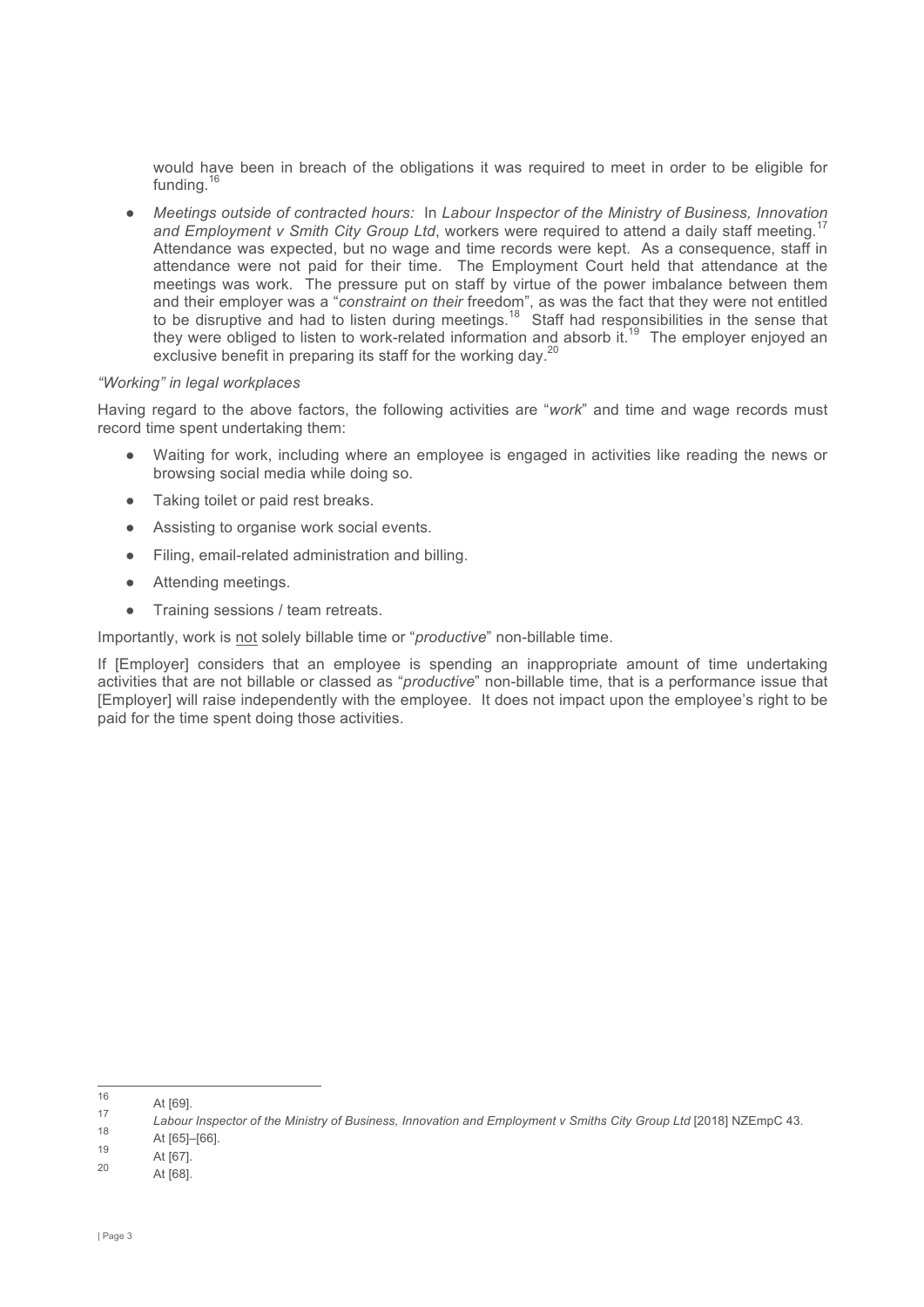would have been in breach of the obligations it was required to meet in order to be eligible for funding.[16]

- *Meetings outside of contracted hours:* In *Labour Inspector of the Ministry of Business, Innovation and Employment v Smith City Group Ltd*, workers were required to attend a daily staff meeting.[17] Attendance was expected, but no wage and time records were kept. As a consequence, staff in attendance were not paid for their time. The Employment Court held that attendance at the meetings was work. The pressure put on staff by virtue of the power imbalance between them and their employer was a "*constraint on their* freedom", as was the fact that they were not entitled to be disruptive and had to listen during meetings.[18] Staff had responsibilities in the sense that they were obliged to listen to work-related information and absorb it.[19] The employer enjoyed an exclusive benefit in preparing its staff for the working day.[20]

*"Working" in legal workplaces*

Having regard to the above factors, the following activities are "*work*" and time and wage records must record time spent undertaking them:

- Waiting for work, including where an employee is engaged in activities like reading the news or browsing social media while doing so.
- Taking toilet or paid rest breaks.
- Assisting to organise work social events.
- Filing, email-related administration and billing.
- Attending meetings.
- Training sessions / team retreats.

Importantly, work is <u>not</u> solely billable time or "*productive*" non-billable time.

If [Employer] considers that an employee is spending an inappropriate amount of time undertaking activities that are not billable or classed as "*productive*" non-billable time, that is a performance issue that [Employer] will raise independently with the employee. It does not impact upon the employee's right to be paid for the time spent doing those activities.

---

[16] At [69].

[17] *Labour Inspector of the Ministry of Business, Innovation and Employment v Smiths City Group Ltd* [2018] NZEmpC 43.

[18] At [65]–[66].

[19] At [67].

[20] At [68].